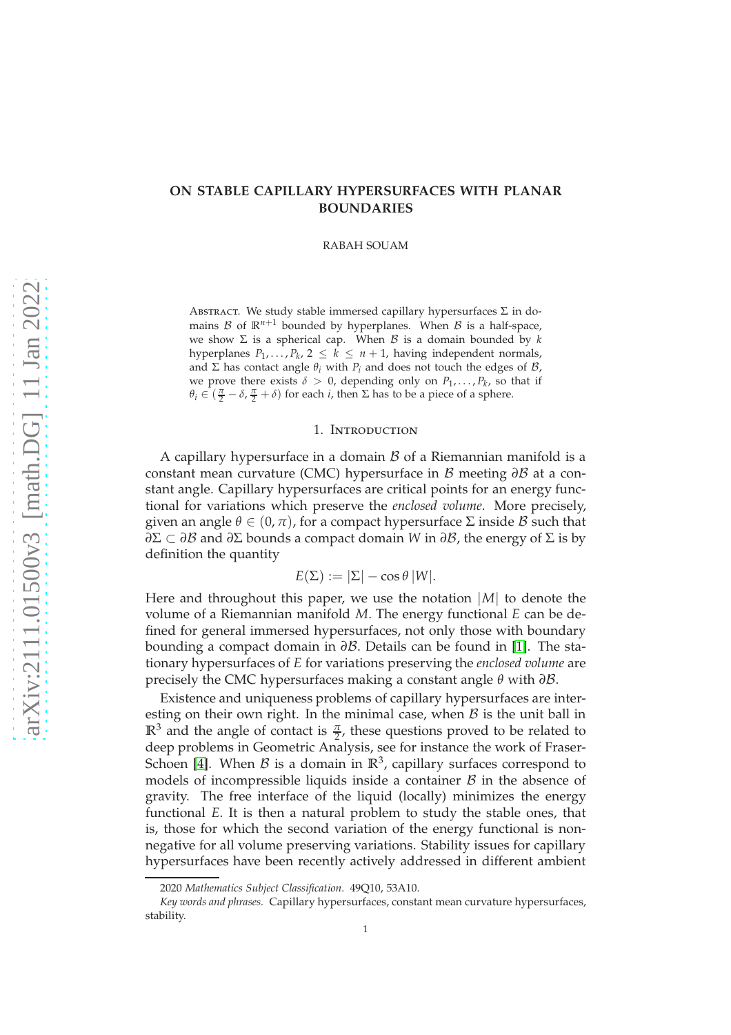# ON STABLE CAPILLARY HYPERSURFACES WITH PLANAR BOUNDARIES

RABAH SOUAM

ABSTRACT. We study stable immersed capillary hypersurfaces $\Sigma$ in domains $\mathcal{B}$ of $\mathbb{R}^{n+1}$ bounded by hyperplanes. When $\mathcal{B}$ is a half-space, we show $\Sigma$ is a spherical cap. When $\mathcal{B}$ is a domain bounded by $k$ hyperplanes $P_1, \ldots, P_k$, $2 \leq k \leq n+1$, having independent normals, and $\Sigma$ has contact angle $\theta_i$ with $P_i$ and does not touch the edges of $\mathcal{B}$, we prove there exists $\delta > 0$, depending only on $P_1, \ldots, P_k$, so that if $\theta_i \in (\frac{\pi}{2} - \delta, \frac{\pi}{2} + \delta)$ for each $i$, then $\Sigma$ has to be a piece of a sphere.

## 1. INTRODUCTION

A capillary hypersurface in a domain $\mathcal{B}$ of a Riemannian manifold is a constant mean curvature (CMC) hypersurface in $\mathcal{B}$ meeting $\partial\mathcal{B}$ at a constant angle. Capillary hypersurfaces are critical points for an energy functional for variations which preserve the *enclosed volume*. More precisely, given an angle $\theta \in (0, \pi)$, for a compact hypersurface $\Sigma$ inside $\mathcal{B}$ such that $\partial\Sigma \subset \partial\mathcal{B}$ and $\partial\Sigma$ bounds a compact domain $W$ in $\partial\mathcal{B}$, the energy of $\Sigma$ is by definition the quantity

$$E(\Sigma) := |\Sigma| - \cos\theta \, |W|.$$

Here and throughout this paper, we use the notation $|M|$ to denote the volume of a Riemannian manifold $M$. The energy functional $E$ can be defined for general immersed hypersurfaces, not only those with boundary bounding a compact domain in $\partial\mathcal{B}$. Details can be found in [1]. The stationary hypersurfaces of $E$ for variations preserving the *enclosed volume* are precisely the CMC hypersurfaces making a constant angle $\theta$ with $\partial\mathcal{B}$.

Existence and uniqueness problems of capillary hypersurfaces are interesting on their own right. In the minimal case, when $\mathcal{B}$ is the unit ball in $\mathbb{R}^3$ and the angle of contact is $\frac{\pi}{2}$, these questions proved to be related to deep problems in Geometric Analysis, see for instance the work of Fraser-Schoen [4]. When $\mathcal{B}$ is a domain in $\mathbb{R}^3$, capillary surfaces correspond to models of incompressible liquids inside a container $\mathcal{B}$ in the absence of gravity. The free interface of the liquid (locally) minimizes the energy functional $E$. It is then a natural problem to study the stable ones, that is, those for which the second variation of the energy functional is nonnegative for all volume preserving variations. Stability issues for capillary hypersurfaces have been recently actively addressed in different ambient

2020 *Mathematics Subject Classification.* 49Q10, 53A10.

*Key words and phrases.* Capillary hypersurfaces, constant mean curvature hypersurfaces, stability.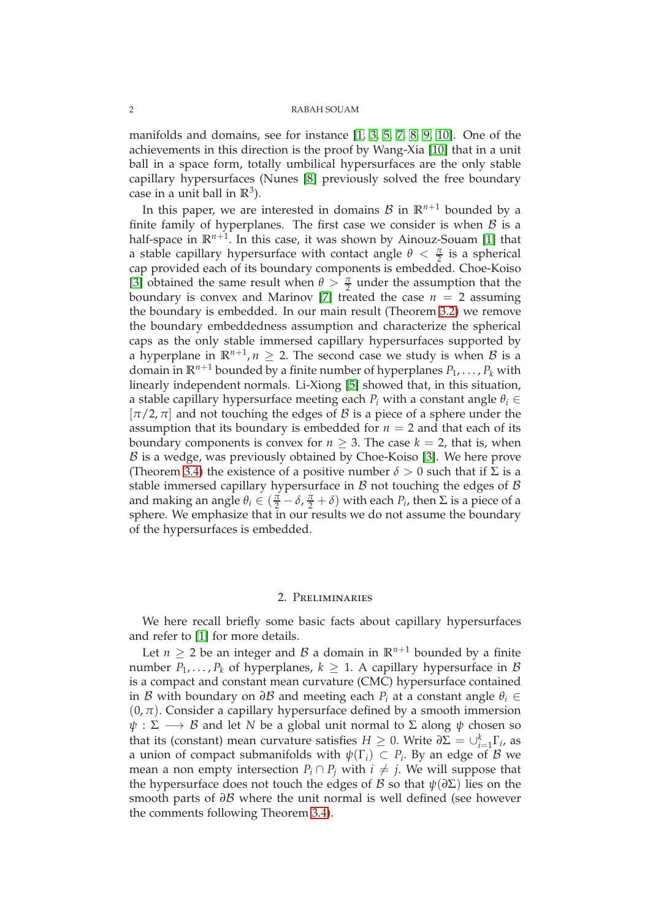manifolds and domains, see for instance [1, 3, 5, 7, 8, 9, 10]. One of the achievements in this direction is the proof by Wang-Xia [10] that in a unit ball in a space form, totally umbilical hypersurfaces are the only stable capillary hypersurfaces (Nunes [8] previously solved the free boundary case in a unit ball in $\mathbb{R}^3$).

In this paper, we are interested in domains $\mathcal{B}$ in $\mathbb{R}^{n+1}$ bounded by a finite family of hyperplanes. The first case we consider is when $\mathcal{B}$ is a half-space in $\mathbb{R}^{n+1}$. In this case, it was shown by Ainouz-Souam [1] that a stable capillary hypersurface with contact angle $\theta < \frac{\pi}{2}$ is a spherical cap provided each of its boundary components is embedded. Choe-Koiso [3] obtained the same result when $\theta > \frac{\pi}{2}$ under the assumption that the boundary is convex and Marinov [7] treated the case $n = 2$ assuming the boundary is embedded. In our main result (Theorem 3.2) we remove the boundary embeddedness assumption and characterize the spherical caps as the only stable immersed capillary hypersurfaces supported by a hyperplane in $\mathbb{R}^{n+1}, n \geq 2$. The second case we study is when $\mathcal{B}$ is a domain in $\mathbb{R}^{n+1}$ bounded by a finite number of hyperplanes $P_1, \ldots, P_k$ with linearly independent normals. Li-Xiong [5] showed that, in this situation, a stable capillary hypersurface meeting each $P_i$ with a constant angle $\theta_i \in [\pi/2, \pi]$ and not touching the edges of $\mathcal{B}$ is a piece of a sphere under the assumption that its boundary is embedded for $n = 2$ and that each of its boundary components is convex for $n \geq 3$. The case $k = 2$, that is, when $\mathcal{B}$ is a wedge, was previously obtained by Choe-Koiso [3]. We here prove (Theorem 3.4) the existence of a positive number $\delta > 0$ such that if $\Sigma$ is a stable immersed capillary hypersurface in $\mathcal{B}$ not touching the edges of $\mathcal{B}$ and making an angle $\theta_i \in (\frac{\pi}{2} - \delta, \frac{\pi}{2} + \delta)$ with each $P_i$, then $\Sigma$ is a piece of a sphere. We emphasize that in our results we do not assume the boundary of the hypersurfaces is embedded.

## 2. Preliminaries

We here recall briefly some basic facts about capillary hypersurfaces and refer to [1] for more details.

Let $n \geq 2$ be an integer and $\mathcal{B}$ a domain in $\mathbb{R}^{n+1}$ bounded by a finite number $P_1, \ldots, P_k$ of hyperplanes, $k \geq 1$. A capillary hypersurface in $\mathcal{B}$ is a compact and constant mean curvature (CMC) hypersurface contained in $\mathcal{B}$ with boundary on $\partial\mathcal{B}$ and meeting each $P_i$ at a constant angle $\theta_i \in (0, \pi)$. Consider a capillary hypersurface defined by a smooth immersion $\psi : \Sigma \longrightarrow \mathcal{B}$ and let $N$ be a global unit normal to $\Sigma$ along $\psi$ chosen so that its (constant) mean curvature satisfies $H \geq 0$. Write $\partial\Sigma = \cup_{i=1}^{k} \Gamma_i$, as a union of compact submanifolds with $\psi(\Gamma_i) \subset P_i$. By an edge of $\mathcal{B}$ we mean a non empty intersection $P_i \cap P_j$ with $i \neq j$. We will suppose that the hypersurface does not touch the edges of $\mathcal{B}$ so that $\psi(\partial\Sigma)$ lies on the smooth parts of $\partial\mathcal{B}$ where the unit normal is well defined (see however the comments following Theorem 3.4).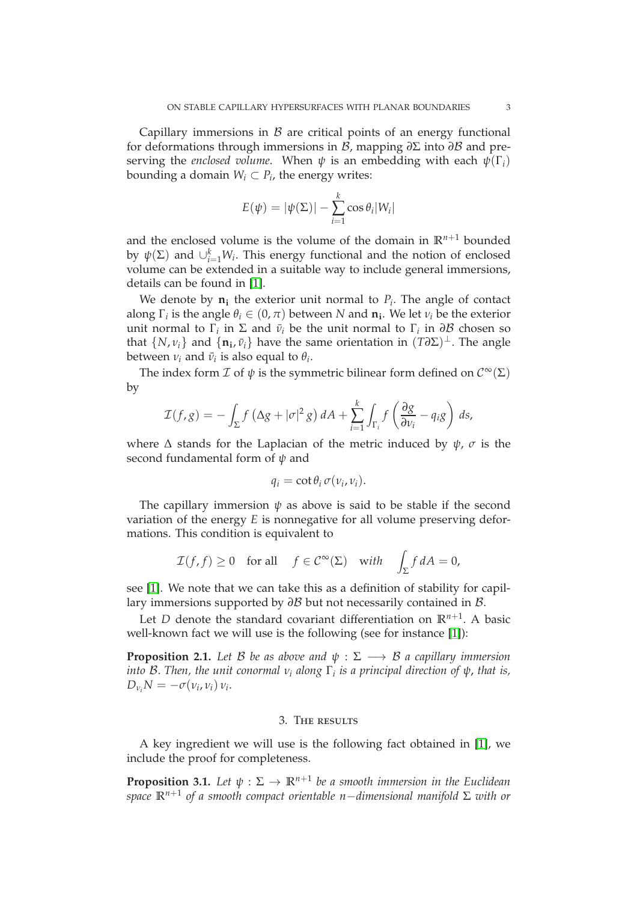Capillary immersions in $\mathcal{B}$ are critical points of an energy functional for deformations through immersions in $\mathcal{B}$, mapping $\partial\Sigma$ into $\partial\mathcal{B}$ and preserving the *enclosed volume*. When $\psi$ is an embedding with each $\psi(\Gamma_i)$ bounding a domain $W_i \subset P_i$, the energy writes:

$$E(\psi) = |\psi(\Sigma)| - \sum_{i=1}^{k} \cos\theta_i |W_i|$$

and the enclosed volume is the volume of the domain in $\mathbb{R}^{n+1}$ bounded by $\psi(\Sigma)$ and $\cup_{i=1}^{k} W_i$. This energy functional and the notion of enclosed volume can be extended in a suitable way to include general immersions, details can be found in [1].

We denote by $\mathbf{n_i}$ the exterior unit normal to $P_i$. The angle of contact along $\Gamma_i$ is the angle $\theta_i \in (0, \pi)$ between $N$ and $\mathbf{n_i}$. We let $\nu_i$ be the exterior unit normal to $\Gamma_i$ in $\Sigma$ and $\bar{\nu}_i$ be the unit normal to $\Gamma_i$ in $\partial\mathcal{B}$ chosen so that $\{N, \nu_i\}$ and $\{\mathbf{n_i}, \bar{\nu}_i\}$ have the same orientation in $(T\partial\Sigma)^{\perp}$. The angle between $\nu_i$ and $\bar{\nu}_i$ is also equal to $\theta_i$.

The index form $\mathcal{I}$ of $\psi$ is the symmetric bilinear form defined on $\mathcal{C}^{\infty}(\Sigma)$ by

$$\mathcal{I}(f, g) = -\int_{\Sigma} f\left(\Delta g + |\sigma|^2 g\right) dA + \sum_{i=1}^{k} \int_{\Gamma_i} f\left(\frac{\partial g}{\partial \nu_i} - q_i g\right) ds,$$

where $\Delta$ stands for the Laplacian of the metric induced by $\psi$, $\sigma$ is the second fundamental form of $\psi$ and

$$q_i = \cot\theta_i\, \sigma(\nu_i, \nu_i).$$

The capillary immersion $\psi$ as above is said to be stable if the second variation of the energy $E$ is nonnegative for all volume preserving deformations. This condition is equivalent to

$$\mathcal{I}(f, f) \geq 0 \quad \text{for all} \quad f \in \mathcal{C}^{\infty}(\Sigma) \quad \text{with} \quad \int_{\Sigma} f\, dA = 0,$$

see [1]. We note that we can take this as a definition of stability for capillary immersions supported by $\partial\mathcal{B}$ but not necessarily contained in $\mathcal{B}$.

Let $D$ denote the standard covariant differentiation on $\mathbb{R}^{n+1}$. A basic well-known fact we will use is the following (see for instance [1]):

**Proposition 2.1.** *Let $\mathcal{B}$ be as above and $\psi : \Sigma \longrightarrow \mathcal{B}$ a capillary immersion into $\mathcal{B}$. Then, the unit conormal $\nu_i$ along $\Gamma_i$ is a principal direction of $\psi$, that is, $D_{\nu_i} N = -\sigma(\nu_i, \nu_i)\, \nu_i$.*

## 3. The results

A key ingredient we will use is the following fact obtained in [1], we include the proof for completeness.

**Proposition 3.1.** *Let $\psi : \Sigma \to \mathbb{R}^{n+1}$ be a smooth immersion in the Euclidean space $\mathbb{R}^{n+1}$ of a smooth compact orientable $n-$dimensional manifold $\Sigma$ with or*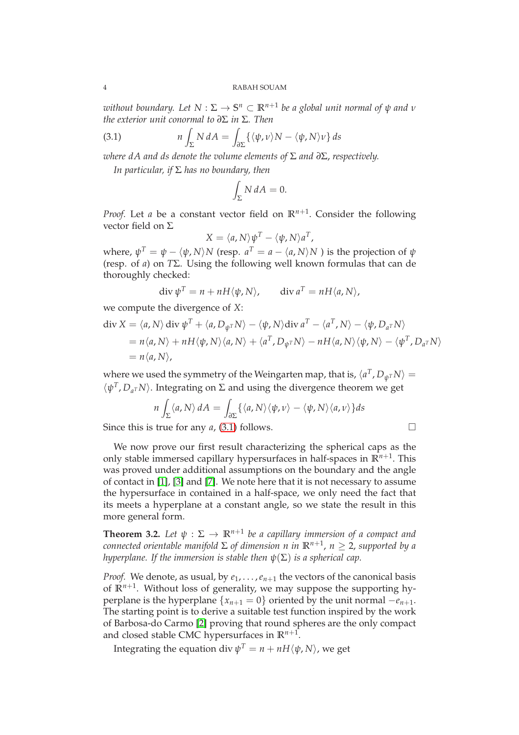*without boundary. Let $N : \Sigma \to \mathbb{S}^n \subset \mathbb{R}^{n+1}$ be a global unit normal of $\psi$ and $\nu$ the exterior unit conormal to $\partial\Sigma$ in $\Sigma$. Then*

$$n \int_\Sigma N\, dA = \int_{\partial\Sigma} \{\langle \psi, \nu\rangle N - \langle \psi, N\rangle \nu\}\, ds \tag{3.1}$$

*where $dA$ and $ds$ denote the volume elements of $\Sigma$ and $\partial\Sigma$, respectively.*

*In particular, if $\Sigma$ has no boundary, then*

$$\int_\Sigma N\, dA = 0.$$

*Proof.* Let $a$ be a constant vector field on $\mathbb{R}^{n+1}$. Consider the following vector field on $\Sigma$

$$X = \langle a, N\rangle \psi^T - \langle \psi, N\rangle a^T,$$

where, $\psi^T = \psi - \langle \psi, N\rangle N$ (resp. $a^T = a - \langle a, N\rangle N$ ) is the projection of $\psi$ (resp. of $a$) on $T\Sigma$. Using the following well known formulas that can de thoroughly checked:

$$\operatorname{div} \psi^T = n + nH\langle \psi, N\rangle, \qquad \operatorname{div} a^T = nH\langle a, N\rangle,$$

we compute the divergence of $X$:

$$\begin{aligned}
\operatorname{div} X &= \langle a, N\rangle \operatorname{div} \psi^T + \langle a, D_{\psi^T} N\rangle - \langle \psi, N\rangle \operatorname{div} a^T - \langle a^T, N\rangle - \langle \psi, D_{a^T} N\rangle \\
&= n\langle a, N\rangle + nH\langle \psi, N\rangle\langle a, N\rangle + \langle a^T, D_{\psi^T} N\rangle - nH\langle a, N\rangle\langle \psi, N\rangle - \langle \psi^T, D_{a^T} N\rangle \\
&= n\langle a, N\rangle,
\end{aligned}$$

where we used the symmetry of the Weingarten map, that is, $\langle a^T, D_{\psi^T} N\rangle = \langle \psi^T, D_{a^T} N\rangle$. Integrating on $\Sigma$ and using the divergence theorem we get

$$n \int_\Sigma \langle a, N\rangle\, dA = \int_{\partial\Sigma} \{\langle a, N\rangle\langle \psi, \nu\rangle - \langle \psi, N\rangle\langle a, \nu\rangle\} ds$$

Since this is true for any $a$, (3.1) follows. $\square$

We now prove our first result characterizing the spherical caps as the only stable immersed capillary hypersurfaces in half-spaces in $\mathbb{R}^{n+1}$. This was proved under additional assumptions on the boundary and the angle of contact in [1], [3] and [7]. We note here that it is not necessary to assume the hypersurface in contained in a half-space, we only need the fact that its meets a hyperplane at a constant angle, so we state the result in this more general form.

**Theorem 3.2.** *Let $\psi : \Sigma \to \mathbb{R}^{n+1}$ be a capillary immersion of a compact and connected orientable manifold $\Sigma$ of dimension $n$ in $\mathbb{R}^{n+1}$, $n \geq 2$, supported by a hyperplane. If the immersion is stable then $\psi(\Sigma)$ is a spherical cap.*

*Proof.* We denote, as usual, by $e_1, \ldots, e_{n+1}$ the vectors of the canonical basis of $\mathbb{R}^{n+1}$. Without loss of generality, we may suppose the supporting hyperplane is the hyperplane $\{x_{n+1} = 0\}$ oriented by the unit normal $-e_{n+1}$. The starting point is to derive a suitable test function inspired by the work of Barbosa-do Carmo [2] proving that round spheres are the only compact and closed stable CMC hypersurfaces in $\mathbb{R}^{n+1}$.

Integrating the equation $\operatorname{div} \psi^T = n + nH\langle \psi, N\rangle$, we get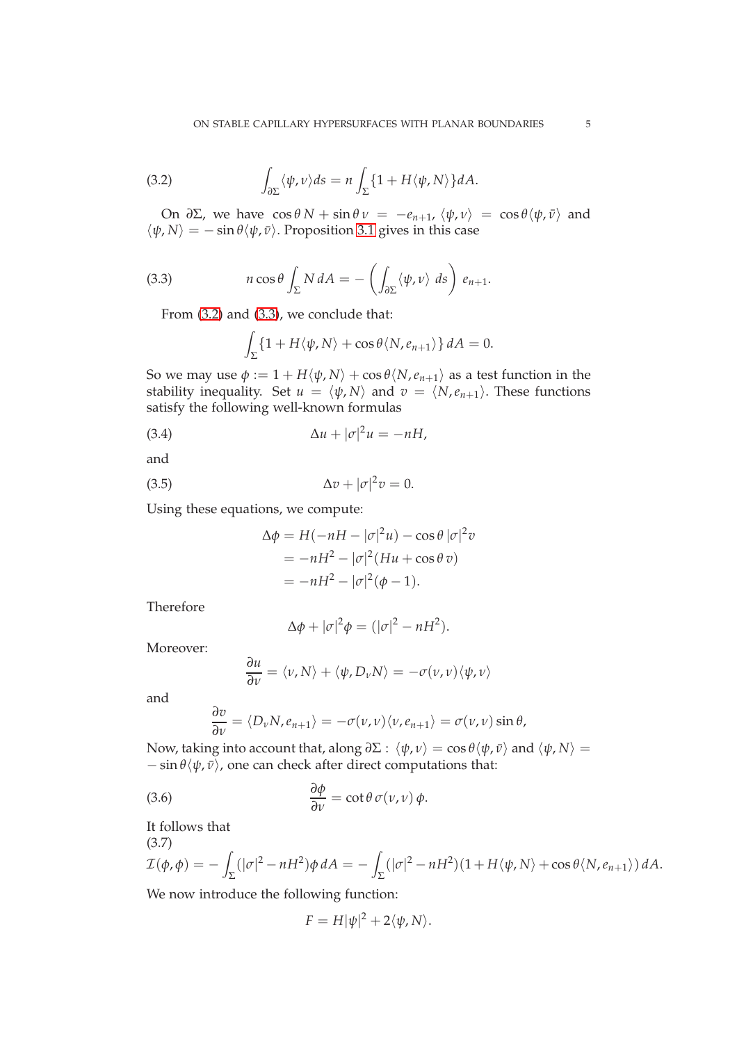$$\int_{\partial\Sigma} \langle \psi, \nu \rangle ds = n \int_{\Sigma} \{1 + H\langle \psi, N\rangle\} dA. \tag{3.2}$$

On $\partial\Sigma$, we have $\cos\theta\, N + \sin\theta\, \nu = -e_{n+1}$, $\langle \psi, \nu\rangle = \cos\theta\langle \psi, \bar{\nu}\rangle$ and $\langle \psi, N\rangle = -\sin\theta\langle \psi, \bar{\nu}\rangle$. Proposition 3.1 gives in this case

$$n\cos\theta \int_{\Sigma} N\, dA = -\left(\int_{\partial\Sigma} \langle \psi, \nu\rangle\ ds\right) e_{n+1}. \tag{3.3}$$

From (3.2) and (3.3), we conclude that:

$$\int_{\Sigma} \{1 + H\langle \psi, N\rangle + \cos\theta\langle N, e_{n+1}\rangle\}\, dA = 0.$$

So we may use $\phi := 1 + H\langle \psi, N\rangle + \cos\theta\langle N, e_{n+1}\rangle$ as a test function in the stability inequality. Set $u = \langle \psi, N\rangle$ and $v = \langle N, e_{n+1}\rangle$. These functions satisfy the following well-known formulas

$$\Delta u + |\sigma|^2 u = -nH, \tag{3.4}$$

and

$$\Delta v + |\sigma|^2 v = 0. \tag{3.5}$$

Using these equations, we compute:

$$\begin{aligned}
\Delta\phi &= H(-nH - |\sigma|^2 u) - \cos\theta\, |\sigma|^2 v \\
&= -nH^2 - |\sigma|^2(Hu + \cos\theta\, v) \\
&= -nH^2 - |\sigma|^2(\phi - 1).
\end{aligned}$$

Therefore

$$\Delta\phi + |\sigma|^2\phi = (|\sigma|^2 - nH^2).$$

Moreover:

$$\frac{\partial u}{\partial \nu} = \langle \nu, N\rangle + \langle \psi, D_\nu N\rangle = -\sigma(\nu,\nu)\langle \psi, \nu\rangle$$

and

$$\frac{\partial v}{\partial \nu} = \langle D_\nu N, e_{n+1}\rangle = -\sigma(\nu,\nu)\langle \nu, e_{n+1}\rangle = \sigma(\nu,\nu)\sin\theta,$$

Now, taking into account that, along $\partial\Sigma$ : $\langle \psi, \nu\rangle = \cos\theta\langle \psi, \bar{\nu}\rangle$ and $\langle \psi, N\rangle = -\sin\theta\langle \psi, \bar{\nu}\rangle$, one can check after direct computations that:

$$\frac{\partial \phi}{\partial \nu} = \cot\theta\, \sigma(\nu,\nu)\, \phi. \tag{3.6}$$

It follows that

$$\mathcal{I}(\phi,\phi) = -\int_{\Sigma} (|\sigma|^2 - nH^2)\phi\, dA = -\int_{\Sigma} (|\sigma|^2 - nH^2)(1 + H\langle \psi, N\rangle + \cos\theta\langle N, e_{n+1}\rangle)\, dA. \tag{3.7}$$

We now introduce the following function:

$$F = H|\psi|^2 + 2\langle \psi, N\rangle.$$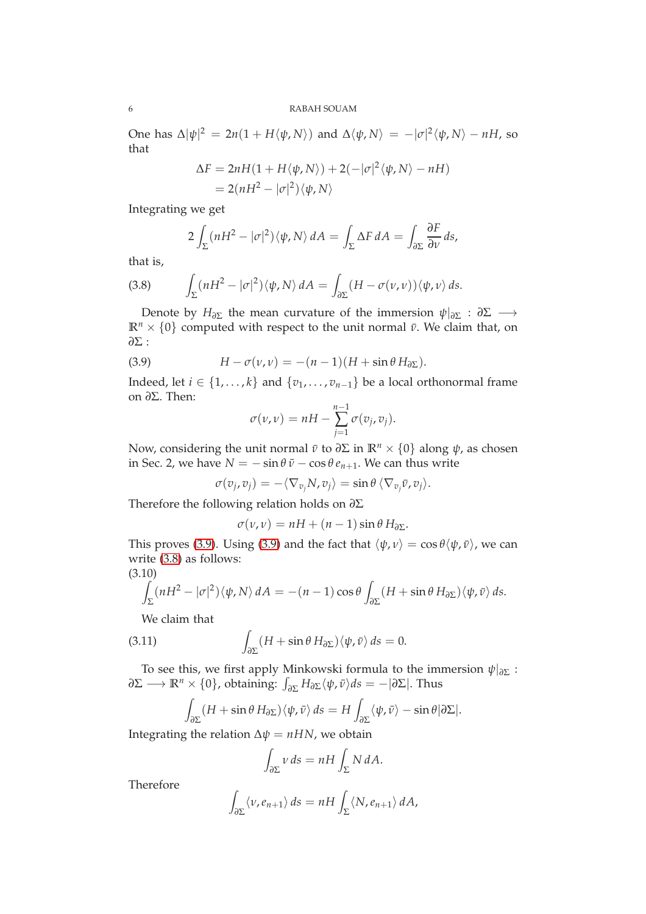One has $\Delta|\psi|^2 = 2n(1 + H\langle\psi, N\rangle)$ and $\Delta\langle\psi, N\rangle = -|\sigma|^2\langle\psi, N\rangle - nH$, so that

$$
\begin{aligned}
\Delta F &= 2nH(1 + H\langle\psi, N\rangle) + 2(-|\sigma|^2\langle\psi, N\rangle - nH)\\
&= 2(nH^2 - |\sigma|^2)\langle\psi, N\rangle
\end{aligned}
$$

Integrating we get

$$
2\int_\Sigma (nH^2 - |\sigma|^2)\langle\psi, N\rangle\, dA = \int_\Sigma \Delta F\, dA = \int_{\partial\Sigma} \frac{\partial F}{\partial \nu}\, ds,
$$

that is,

$$
\int_\Sigma (nH^2 - |\sigma|^2)\langle\psi, N\rangle\, dA = \int_{\partial\Sigma} (H - \sigma(\nu, \nu))\langle\psi, \nu\rangle\, ds. \tag{3.8}
$$

Denote by $H_{\partial\Sigma}$ the mean curvature of the immersion $\psi|_{\partial\Sigma} : \partial\Sigma \longrightarrow \mathbb{R}^n \times \{0\}$ computed with respect to the unit normal $\bar{\nu}$. We claim that, on $\partial\Sigma$ :

$$
H - \sigma(\nu, \nu) = -(n-1)(H + \sin\theta\, H_{\partial\Sigma}). \tag{3.9}
$$

Indeed, let $i \in \{1, \ldots, k\}$ and $\{v_1, \ldots, v_{n-1}\}$ be a local orthonormal frame on $\partial\Sigma$. Then:

$$
\sigma(\nu, \nu) = nH - \sum_{j=1}^{n-1} \sigma(v_j, v_j).
$$

Now, considering the unit normal $\bar{\nu}$ to $\partial\Sigma$ in $\mathbb{R}^n \times \{0\}$ along $\psi$, as chosen in Sec. 2, we have $N = -\sin\theta\, \bar{\nu} - \cos\theta\, e_{n+1}$. We can thus write

$$
\sigma(v_j, v_j) = -\langle \nabla_{v_j} N, v_j\rangle = \sin\theta\, \langle \nabla_{v_j} \bar{\nu}, v_j\rangle.
$$

Therefore the following relation holds on $\partial\Sigma$

$$
\sigma(\nu, \nu) = nH + (n-1)\sin\theta\, H_{\partial\Sigma}.
$$

This proves (3.9). Using (3.9) and the fact that $\langle\psi, \nu\rangle = \cos\theta\langle\psi, \bar{\nu}\rangle$, we can write (3.8) as follows:

$$
\int_\Sigma (nH^2 - |\sigma|^2)\langle\psi, N\rangle\, dA = -(n-1)\cos\theta \int_{\partial\Sigma} (H + \sin\theta\, H_{\partial\Sigma})\langle\psi, \bar{\nu}\rangle\, ds. \tag{3.10}
$$

We claim that

$$
\int_{\partial\Sigma} (H + \sin\theta\, H_{\partial\Sigma})\langle\psi, \bar{\nu}\rangle\, ds = 0. \tag{3.11}
$$

To see this, we first apply Minkowski formula to the immersion $\psi|_{\partial\Sigma} : \partial\Sigma \longrightarrow \mathbb{R}^n \times \{0\}$, obtaining: $\int_{\partial\Sigma} H_{\partial\Sigma}\langle\psi, \bar{\nu}\rangle ds = -|\partial\Sigma|$. Thus

$$
\int_{\partial\Sigma} (H + \sin\theta\, H_{\partial\Sigma})\langle\psi, \bar{\nu}\rangle\, ds = H\int_{\partial\Sigma} \langle\psi, \bar{\nu}\rangle - \sin\theta|\partial\Sigma|.
$$

Integrating the relation $\Delta\psi = nHN$, we obtain

$$
\int_{\partial\Sigma} \nu\, ds = nH\int_\Sigma N\, dA.
$$

Therefore

$$
\int_{\partial\Sigma} \langle\nu, e_{n+1}\rangle\, ds = nH\int_\Sigma \langle N, e_{n+1}\rangle\, dA,
$$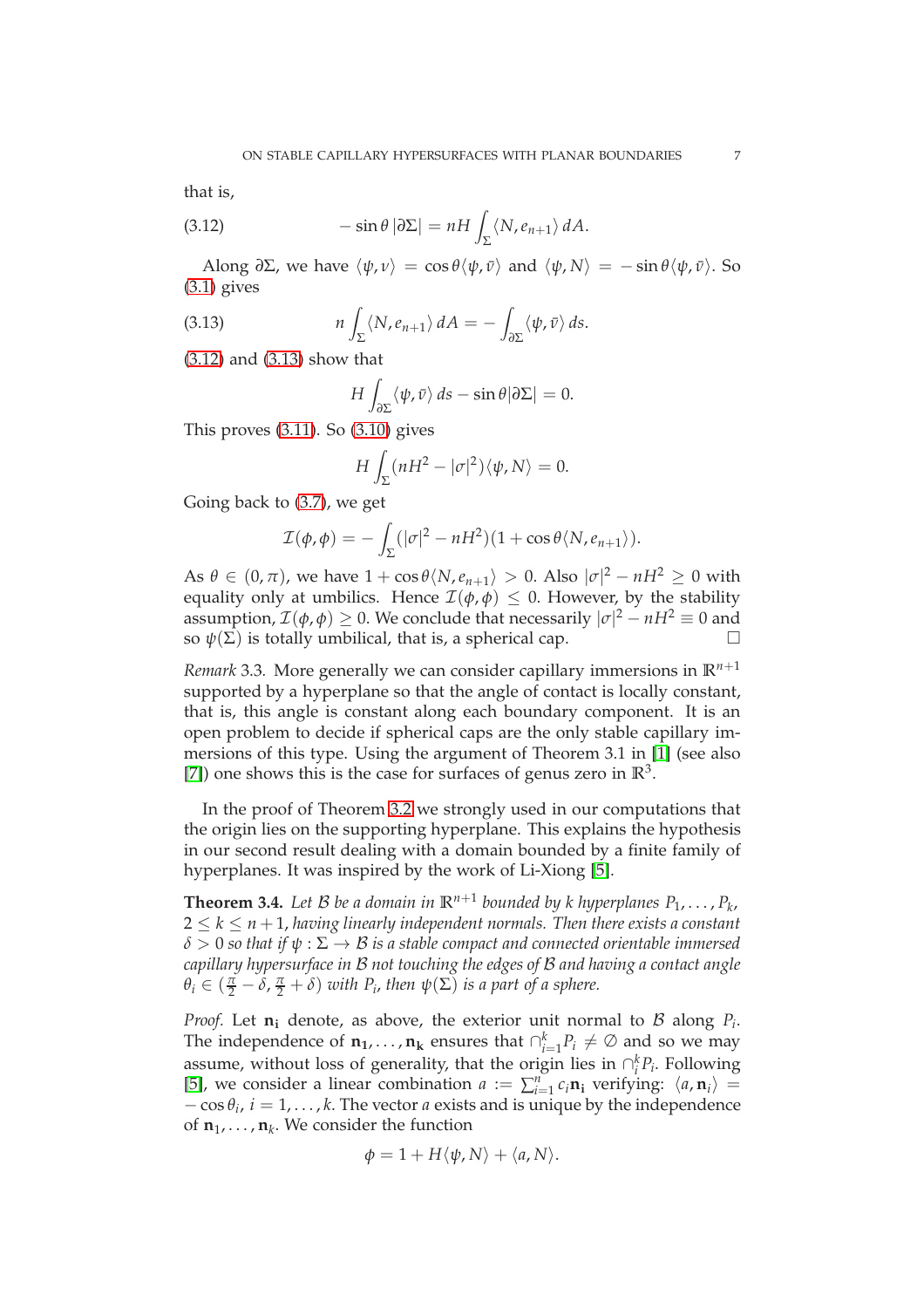that is,

$$-\sin\theta\,|\partial\Sigma| = nH\int_\Sigma \langle N, e_{n+1}\rangle\, dA. \tag{3.12}$$

Along $\partial\Sigma$, we have $\langle \psi, \nu\rangle = \cos\theta\langle\psi,\bar\nu\rangle$ and $\langle\psi, N\rangle = -\sin\theta\langle\psi,\bar\nu\rangle$. So (3.1) gives

$$n\int_\Sigma \langle N, e_{n+1}\rangle\, dA = -\int_{\partial\Sigma}\langle\psi,\bar\nu\rangle\, ds. \tag{3.13}$$

(3.12) and (3.13) show that

$$H\int_{\partial\Sigma}\langle\psi,\bar\nu\rangle\, ds - \sin\theta|\partial\Sigma| = 0.$$

This proves (3.11). So (3.10) gives

$$H\int_\Sigma (nH^2 - |\sigma|^2)\langle\psi, N\rangle = 0.$$

Going back to (3.7), we get

$$\mathcal{I}(\phi,\phi) = -\int_\Sigma (|\sigma|^2 - nH^2)(1+\cos\theta\langle N, e_{n+1}\rangle).$$

As $\theta\in(0,\pi)$, we have $1+\cos\theta\langle N, e_{n+1}\rangle > 0$. Also $|\sigma|^2 - nH^2 \geq 0$ with equality only at umbilics. Hence $\mathcal{I}(\phi,\phi)\leq 0$. However, by the stability assumption, $\mathcal{I}(\phi,\phi)\geq 0$. We conclude that necessarily $|\sigma|^2 - nH^2 \equiv 0$ and so $\psi(\Sigma)$ is totally umbilical, that is, a spherical cap. □

*Remark* 3.3. More generally we can consider capillary immersions in $\mathbb{R}^{n+1}$ supported by a hyperplane so that the angle of contact is locally constant, that is, this angle is constant along each boundary component. It is an open problem to decide if spherical caps are the only stable capillary immersions of this type. Using the argument of Theorem 3.1 in [1] (see also [7]) one shows this is the case for surfaces of genus zero in $\mathbb{R}^3$.

In the proof of Theorem 3.2 we strongly used in our computations that the origin lies on the supporting hyperplane. This explains the hypothesis in our second result dealing with a domain bounded by a finite family of hyperplanes. It was inspired by the work of Li-Xiong [5].

**Theorem 3.4.** *Let $\mathcal{B}$ be a domain in $\mathbb{R}^{n+1}$ bounded by $k$ hyperplanes $P_1,\ldots,P_k$, $2\leq k\leq n+1$, having linearly independent normals. Then there exists a constant $\delta>0$ so that if $\psi:\Sigma\to\mathcal{B}$ is a stable compact and connected orientable immersed capillary hypersurface in $\mathcal{B}$ not touching the edges of $\mathcal{B}$ and having a contact angle $\theta_i\in(\frac{\pi}{2}-\delta,\frac{\pi}{2}+\delta)$ with $P_i$, then $\psi(\Sigma)$ is a part of a sphere.*

*Proof.* Let $\mathbf{n_i}$ denote, as above, the exterior unit normal to $\mathcal{B}$ along $P_i$. The independence of $\mathbf{n_1},\ldots,\mathbf{n_k}$ ensures that $\cap_{i=1}^k P_i\neq\emptyset$ and so we may assume, without loss of generality, that the origin lies in $\cap_i^k P_i$. Following [5], we consider a linear combination $a := \sum_{i=1}^n c_i\mathbf{n_i}$ verifying: $\langle a, \mathbf{n}_i\rangle = -\cos\theta_i$, $i=1,\ldots,k$. The vector $a$ exists and is unique by the independence of $\mathbf{n}_1,\ldots,\mathbf{n}_k$. We consider the function

$$\phi = 1 + H\langle\psi, N\rangle + \langle a, N\rangle.$$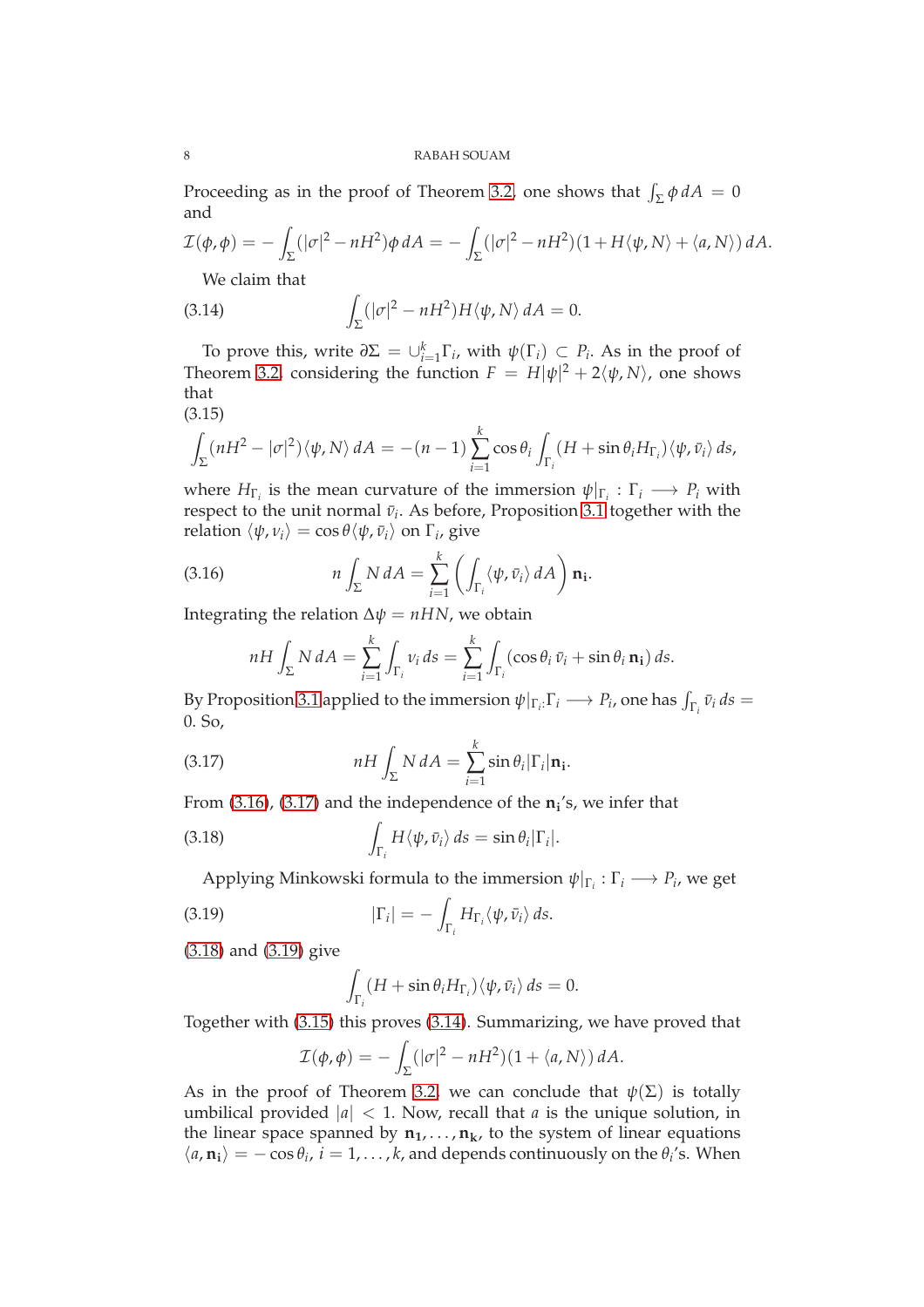Proceeding as in the proof of Theorem 3.2, one shows that $\int_\Sigma \phi \, dA = 0$ and

$$\mathcal{I}(\phi,\phi) = -\int_\Sigma (|\sigma|^2 - nH^2)\phi \, dA = -\int_\Sigma (|\sigma|^2 - nH^2)(1 + H\langle \psi, N\rangle + \langle a, N\rangle)\, dA.$$

We claim that

$$\int_\Sigma (|\sigma|^2 - nH^2) H \langle \psi, N\rangle \, dA = 0. \tag{3.14}$$

To prove this, write $\partial\Sigma = \cup_{i=1}^k \Gamma_i$, with $\psi(\Gamma_i) \subset P_i$. As in the proof of Theorem 3.2, considering the function $F = H|\psi|^2 + 2\langle \psi, N\rangle$, one shows that

$$\int_\Sigma (nH^2 - |\sigma|^2)\langle \psi, N\rangle \, dA = -(n-1)\sum_{i=1}^k \cos\theta_i \int_{\Gamma_i} (H + \sin\theta_i H_{\Gamma_i})\langle \psi, \bar{\nu}_i\rangle \, ds, \tag{3.15}$$

where $H_{\Gamma_i}$ is the mean curvature of the immersion $\psi|_{\Gamma_i} : \Gamma_i \longrightarrow P_i$ with respect to the unit normal $\bar{\nu}_i$. As before, Proposition 3.1 together with the relation $\langle \psi, \nu_i\rangle = \cos\theta \langle \psi, \bar{\nu}_i\rangle$ on $\Gamma_i$, give

$$n\int_\Sigma N \, dA = \sum_{i=1}^k \left( \int_{\Gamma_i} \langle \psi, \bar{\nu}_i\rangle \, dA \right) \mathbf{n_i}. \tag{3.16}$$

Integrating the relation $\Delta\psi = nHN$, we obtain

$$nH\int_\Sigma N \, dA = \sum_{i=1}^k \int_{\Gamma_i} \nu_i \, ds = \sum_{i=1}^k \int_{\Gamma_i} (\cos\theta_i \, \bar{\nu}_i + \sin\theta_i \, \mathbf{n_i})\, ds.$$

By Proposition 3.1 applied to the immersion $\psi|_{\Gamma_i} \Gamma_i \longrightarrow P_i$, one has $\int_{\Gamma_i} \bar{\nu}_i \, ds = 0$. So,

$$nH\int_\Sigma N \, dA = \sum_{i=1}^k \sin\theta_i |\Gamma_i| \mathbf{n_i}. \tag{3.17}$$

From (3.16), (3.17) and the independence of the $\mathbf{n_i}$'s, we infer that

$$\int_{\Gamma_i} H\langle \psi, \bar{\nu}_i\rangle \, ds = \sin\theta_i |\Gamma_i|. \tag{3.18}$$

Applying Minkowski formula to the immersion $\psi|_{\Gamma_i} : \Gamma_i \longrightarrow P_i$, we get

$$|\Gamma_i| = -\int_{\Gamma_i} H_{\Gamma_i}\langle \psi, \bar{\nu}_i\rangle \, ds. \tag{3.19}$$

(3.18) and (3.19) give

$$\int_{\Gamma_i} (H + \sin\theta_i H_{\Gamma_i})\langle \psi, \bar{\nu}_i\rangle \, ds = 0.$$

Together with (3.15) this proves (3.14). Summarizing, we have proved that

$$\mathcal{I}(\phi,\phi) = -\int_\Sigma (|\sigma|^2 - nH^2)(1 + \langle a, N\rangle)\, dA.$$

As in the proof of Theorem 3.2, we can conclude that $\psi(\Sigma)$ is totally umbilical provided $|a| < 1$. Now, recall that $a$ is the unique solution, in the linear space spanned by $\mathbf{n_1}, \ldots, \mathbf{n_k}$, to the system of linear equations $\langle a, \mathbf{n_i}\rangle = -\cos\theta_i$, $i = 1, \ldots, k$, and depends continuously on the $\theta_i$'s. When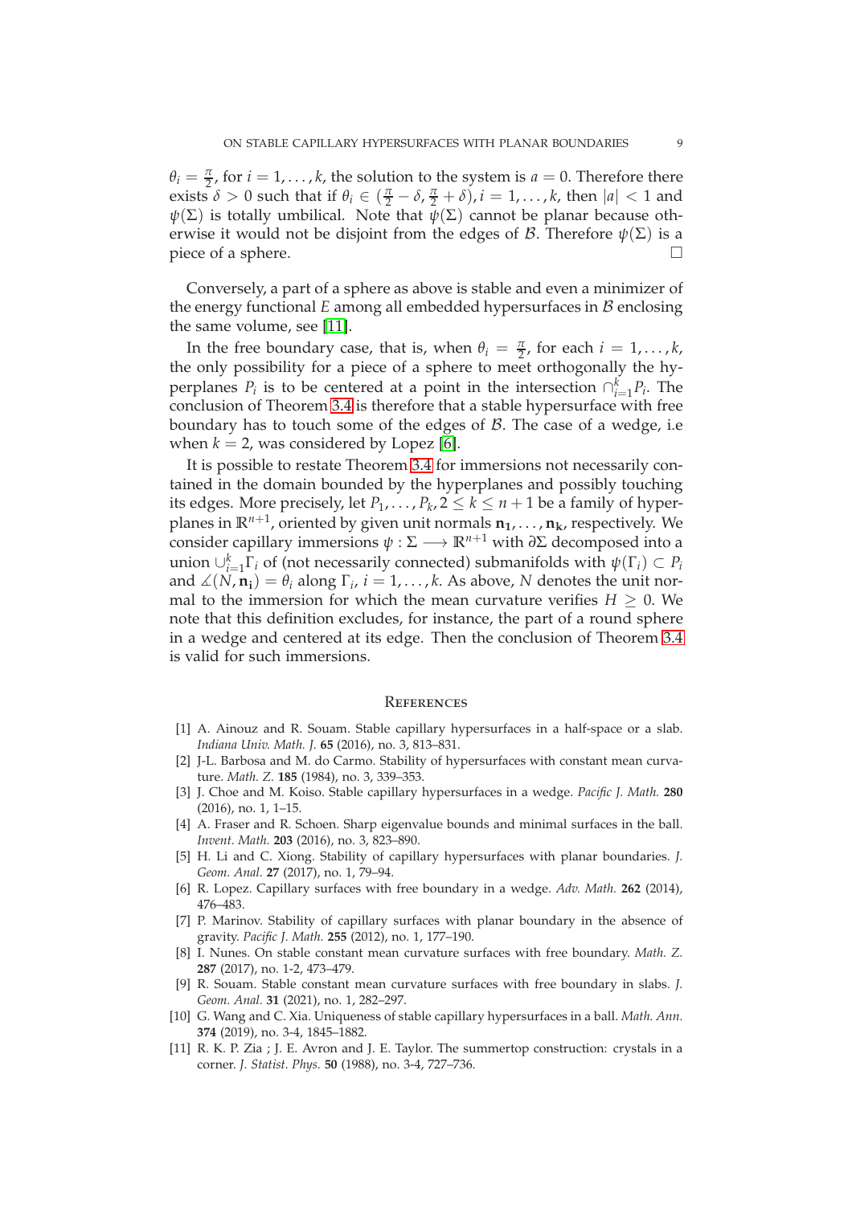$\theta_i = \frac{\pi}{2}$, for $i = 1, \ldots, k$, the solution to the system is $a = 0$. Therefore there exists $\delta > 0$ such that if $\theta_i \in (\frac{\pi}{2} - \delta, \frac{\pi}{2} + \delta), i = 1, \ldots, k$, then $|a| < 1$ and $\psi(\Sigma)$ is totally umbilical. Note that $\psi(\Sigma)$ cannot be planar because otherwise it would not be disjoint from the edges of $\mathcal{B}$. Therefore $\psi(\Sigma)$ is a piece of a sphere. $\square$

Conversely, a part of a sphere as above is stable and even a minimizer of the energy functional $E$ among all embedded hypersurfaces in $\mathcal{B}$ enclosing the same volume, see [11].

In the free boundary case, that is, when $\theta_i = \frac{\pi}{2}$, for each $i = 1, \ldots, k$, the only possibility for a piece of a sphere to meet orthogonally the hyperplanes $P_i$ is to be centered at a point in the intersection $\cap_{i=1}^{k} P_i$. The conclusion of Theorem 3.4 is therefore that a stable hypersurface with free boundary has to touch some of the edges of $\mathcal{B}$. The case of a wedge, i.e when $k = 2$, was considered by Lopez [6].

It is possible to restate Theorem 3.4 for immersions not necessarily contained in the domain bounded by the hyperplanes and possibly touching its edges. More precisely, let $P_1, \ldots, P_k, 2 \leq k \leq n+1$ be a family of hyperplanes in $\mathbb{R}^{n+1}$, oriented by given unit normals $\mathbf{n_1}, \ldots, \mathbf{n_k}$, respectively. We consider capillary immersions $\psi : \Sigma \longrightarrow \mathbb{R}^{n+1}$ with $\partial\Sigma$ decomposed into a union $\cup_{i=1}^{k} \Gamma_i$ of (not necessarily connected) submanifolds with $\psi(\Gamma_i) \subset P_i$ and $\measuredangle(N, \mathbf{n_i}) = \theta_i$ along $\Gamma_i$, $i = 1, \ldots, k$. As above, $N$ denotes the unit normal to the immersion for which the mean curvature verifies $H \geq 0$. We note that this definition excludes, for instance, the part of a round sphere in a wedge and centered at its edge. Then the conclusion of Theorem 3.4 is valid for such immersions.

## References

[1] A. Ainouz and R. Souam. Stable capillary hypersurfaces in a half-space or a slab. *Indiana Univ. Math. J.* **65** (2016), no. 3, 813–831.

[2] J-L. Barbosa and M. do Carmo. Stability of hypersurfaces with constant mean curvature. *Math. Z.* **185** (1984), no. 3, 339–353.

[3] J. Choe and M. Koiso. Stable capillary hypersurfaces in a wedge. *Pacific J. Math.* **280** (2016), no. 1, 1–15.

[4] A. Fraser and R. Schoen. Sharp eigenvalue bounds and minimal surfaces in the ball. *Invent. Math.* **203** (2016), no. 3, 823–890.

[5] H. Li and C. Xiong. Stability of capillary hypersurfaces with planar boundaries. *J. Geom. Anal.* **27** (2017), no. 1, 79–94.

[6] R. Lopez. Capillary surfaces with free boundary in a wedge. *Adv. Math.* **262** (2014), 476–483.

[7] P. Marinov. Stability of capillary surfaces with planar boundary in the absence of gravity. *Pacific J. Math.* **255** (2012), no. 1, 177–190.

[8] I. Nunes. On stable constant mean curvature surfaces with free boundary. *Math. Z.* **287** (2017), no. 1-2, 473–479.

[9] R. Souam. Stable constant mean curvature surfaces with free boundary in slabs. *J. Geom. Anal.* **31** (2021), no. 1, 282–297.

[10] G. Wang and C. Xia. Uniqueness of stable capillary hypersurfaces in a ball. *Math. Ann.* **374** (2019), no. 3-4, 1845–1882.

[11] R. K. P. Zia ; J. E. Avron and J. E. Taylor. The summertop construction: crystals in a corner. *J. Statist. Phys.* **50** (1988), no. 3-4, 727–736.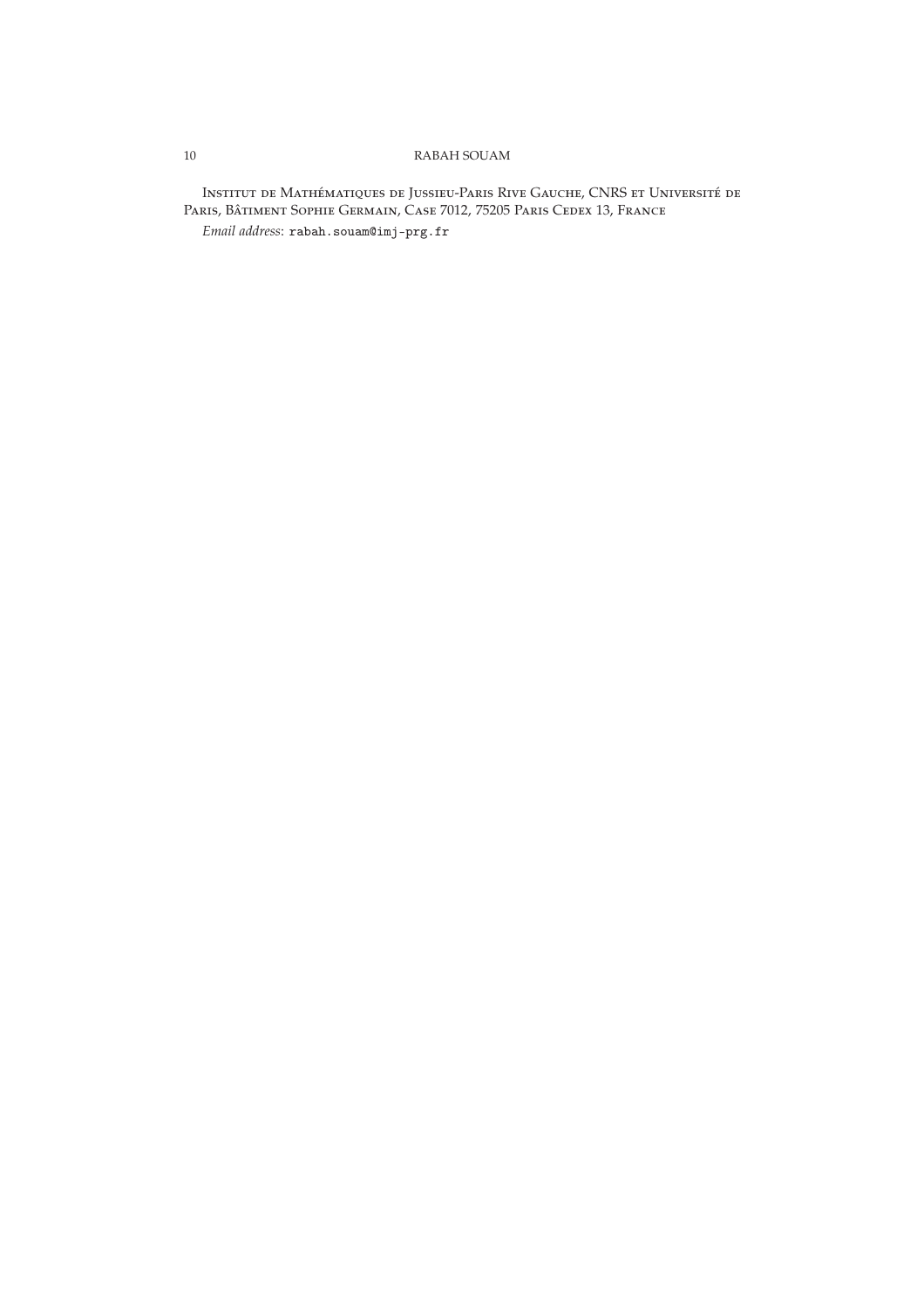Institut de Mathématiques de Jussieu-Paris Rive Gauche, CNRS et Université de Paris, Bâtiment Sophie Germain, Case 7012, 75205 Paris Cedex 13, France

*Email address*: rabah.souam@imj-prg.fr